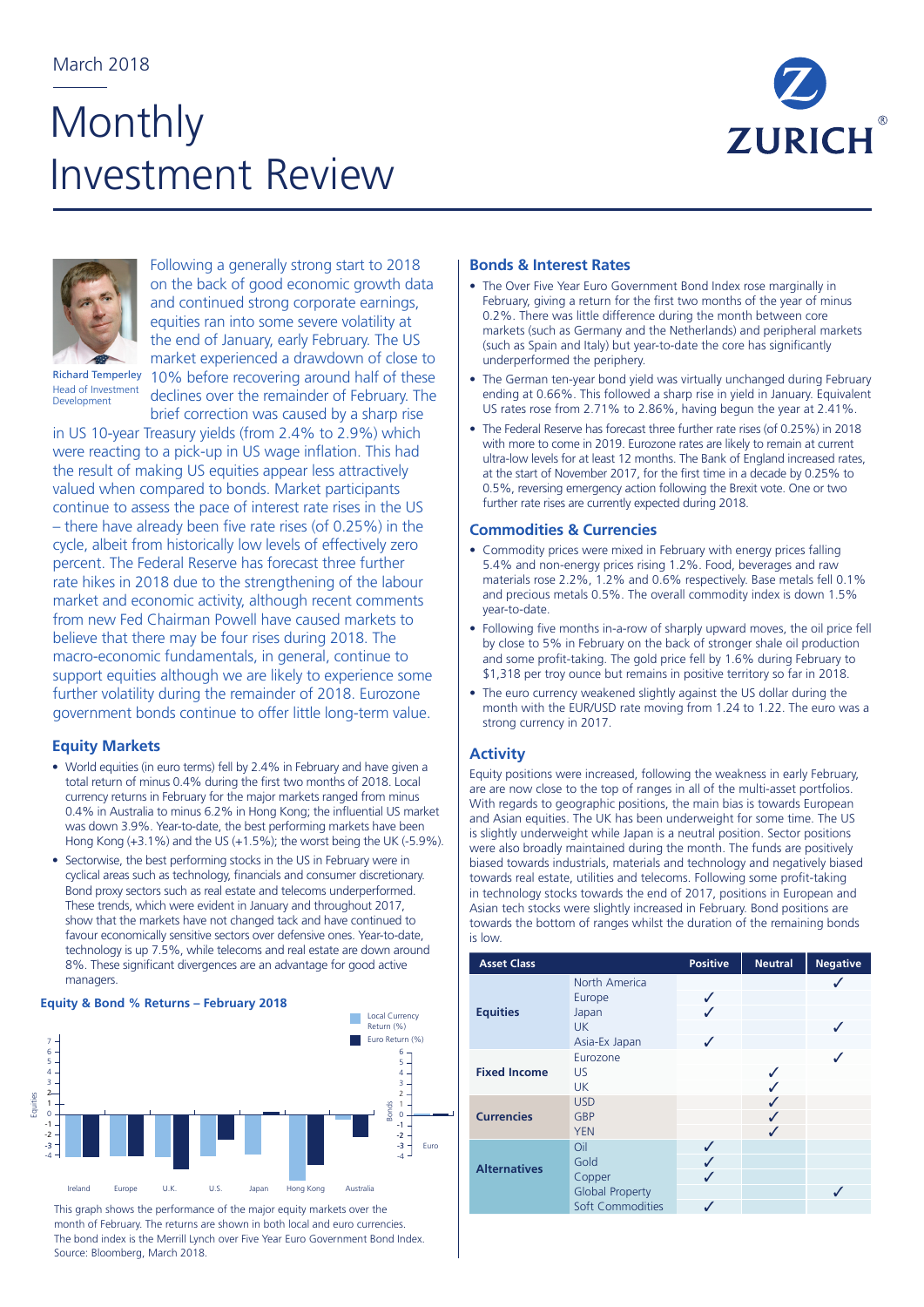March 2018

# Monthly Investment Review

Richard Temperley
Head of Investment Development

Following a generally strong start to 2018 on the back of good economic growth data and continued strong corporate earnings, equities ran into some severe volatility at the end of January, early February. The US market experienced a drawdown of close to 10% before recovering around half of these declines over the remainder of February. The brief correction was caused by a sharp rise in US 10-year Treasury yields (from 2.4% to 2.9%) which were reacting to a pick-up in US wage inflation. This had the result of making US equities appear less attractively valued when compared to bonds. Market participants continue to assess the pace of interest rate rises in the US – there have already been five rate rises (of 0.25%) in the cycle, albeit from historically low levels of effectively zero percent. The Federal Reserve has forecast three further rate hikes in 2018 due to the strengthening of the labour market and economic activity, although recent comments from new Fed Chairman Powell have caused markets to believe that there may be four rises during 2018. The macro-economic fundamentals, in general, continue to support equities although we are likely to experience some further volatility during the remainder of 2018. Eurozone government bonds continue to offer little long-term value.

## Equity Markets

- World equities (in euro terms) fell by 2.4% in February and have given a total return of minus 0.4% during the first two months of 2018. Local currency returns in February for the major markets ranged from minus 0.4% in Australia to minus 6.2% in Hong Kong; the influential US market was down 3.9%. Year-to-date, the best performing markets have been Hong Kong (+3.1%) and the US (+1.5%); the worst being the UK (-5.9%).
- Sectorwise, the best performing stocks in the US in February were in cyclical areas such as technology, financials and consumer discretionary. Bond proxy sectors such as real estate and telecoms underperformed. These trends, which were evident in January and throughout 2017, show that the markets have not changed tack and have continued to favour economically sensitive sectors over defensive ones. Year-to-date, technology is up 7.5%, while telecoms and real estate are down around 8%. These significant divergences are an advantage for good active managers.

### Equity & Bond % Returns – February 2018

Legend: Local Currency Return (%), Euro Return (%). Equities: Ireland, Europe, U.K., U.S., Japan, Hong Kong, Australia. Bonds: Euro.

This graph shows the performance of the major equity markets over the month of February. The returns are shown in both local and euro currencies. The bond index is the Merrill Lynch over Five Year Euro Government Bond Index. Source: Bloomberg, March 2018.

## Bonds & Interest Rates

- The Over Five Year Euro Government Bond Index rose marginally in February, giving a return for the first two months of the year of minus 0.2%. There was little difference during the month between core markets (such as Germany and the Netherlands) and peripheral markets (such as Spain and Italy) but year-to-date the core has significantly underperformed the periphery.
- The German ten-year bond yield was virtually unchanged during February ending at 0.66%. This followed a sharp rise in yield in January. Equivalent US rates rose from 2.71% to 2.86%, having begun the year at 2.41%.
- The Federal Reserve has forecast three further rate rises (of 0.25%) in 2018 with more to come in 2019. Eurozone rates are likely to remain at current ultra-low levels for at least 12 months. The Bank of England increased rates, at the start of November 2017, for the first time in a decade by 0.25% to 0.5%, reversing emergency action following the Brexit vote. One or two further rate rises are currently expected during 2018.

## Commodities & Currencies

- Commodity prices were mixed in February with energy prices falling 5.4% and non-energy prices rising 1.2%. Food, beverages and raw materials rose 2.2%, 1.2% and 0.6% respectively. Base metals fell 0.1% and precious metals 0.5%. The overall commodity index is down 1.5% year-to-date.
- Following five months in-a-row of sharply upward moves, the oil price fell by close to 5% in February on the back of stronger shale oil production and some profit-taking. The gold price fell by 1.6% during February to $1,318 per troy ounce but remains in positive territory so far in 2018.
- The euro currency weakened slightly against the US dollar during the month with the EUR/USD rate moving from 1.24 to 1.22. The euro was a strong currency in 2017.

## Activity

Equity positions were increased, following the weakness in early February, are are now close to the top of ranges in all of the multi-asset portfolios. With regards to geographic positions, the main bias is towards European and Asian equities. The UK has been underweight for some time. The US is slightly underweight while Japan is a neutral position. Sector positions were also broadly maintained during the month. The funds are positively biased towards industrials, materials and technology and negatively biased towards real estate, utilities and telecoms. Following some profit-taking in technology stocks towards the end of 2017, positions in European and Asian tech stocks were slightly increased in February. Bond positions are towards the bottom of ranges whilst the duration of the remaining bonds is low.

| Asset Class | | Positive | Neutral | Negative |
|---|---|---|---|---|
| Equities | North America | | | ✓ |
| | Europe | ✓ | | |
| | Japan | ✓ | | |
| | UK | | | ✓ |
| | Asia-Ex Japan | ✓ | | |
| Fixed Income | Eurozone | | | ✓ |
| | US | | ✓ | |
| | UK | | ✓ | |
| Currencies | USD | | ✓ | |
| | GBP | | ✓ | |
| | YEN | | ✓ | |
| Alternatives | Oil | ✓ | | |
| | Gold | ✓ | | |
| | Copper | ✓ | | |
| | Global Property | | | ✓ |
| | Soft Commodities | ✓ | | |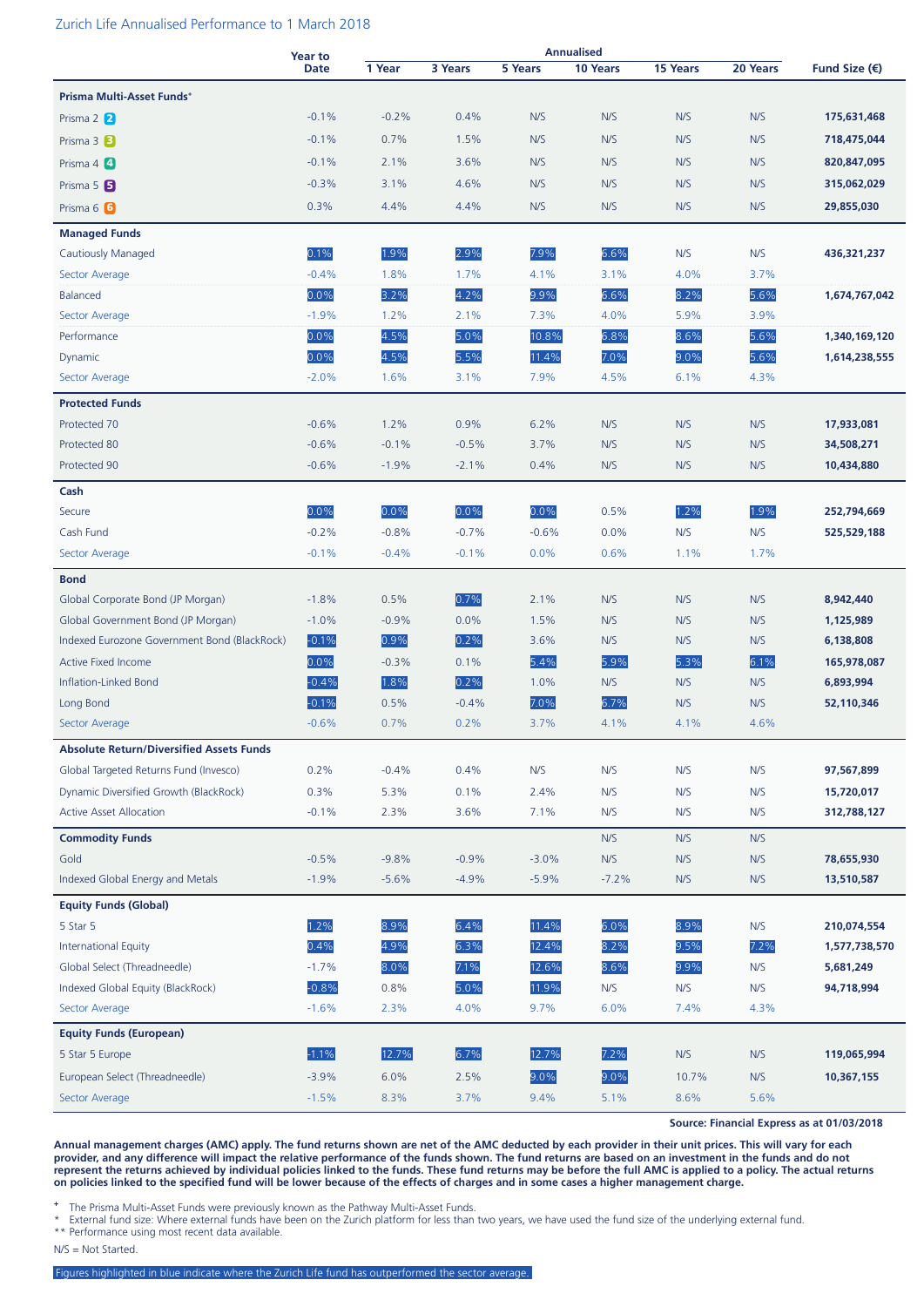Zurich Life Annualised Performance to 1 March 2018

| | Year to Date | Annualised | | | | | | Fund Size (€) |
|---|---|---|---|---|---|---|---|---|
| | | 1 Year | 3 Years | 5 Years | 10 Years | 15 Years | 20 Years | |
| **Prisma Multi-Asset Funds+** | | | | | | | | |
| Prisma 2 | -0.1% | -0.2% | 0.4% | N/S | N/S | N/S | N/S | **175,631,468** |
| Prisma 3 | -0.1% | 0.7% | 1.5% | N/S | N/S | N/S | N/S | **718,475,044** |
| Prisma 4 | -0.1% | 2.1% | 3.6% | N/S | N/S | N/S | N/S | **820,847,095** |
| Prisma 5 | -0.3% | 3.1% | 4.6% | N/S | N/S | N/S | N/S | **315,062,029** |
| Prisma 6 | 0.3% | 4.4% | 4.4% | N/S | N/S | N/S | N/S | **29,855,030** |
| **Managed Funds** | | | | | | | | |
| Cautiously Managed | 0.1% | 1.9% | 2.9% | 7.9% | 6.6% | N/S | N/S | **436,321,237** |
| Sector Average | -0.4% | 1.8% | 1.7% | 4.1% | 3.1% | 4.0% | 3.7% | |
| Balanced | 0.0% | 3.2% | 4.2% | 9.9% | 6.6% | 8.2% | 5.6% | **1,674,767,042** |
| Sector Average | -1.9% | 1.2% | 2.1% | 7.3% | 4.0% | 5.9% | 3.9% | |
| Performance | 0.0% | 4.5% | 5.0% | 10.8% | 6.8% | 8.6% | 5.6% | **1,340,169,120** |
| Dynamic | 0.0% | 4.5% | 5.5% | 11.4% | 7.0% | 9.0% | 5.6% | **1,614,238,555** |
| Sector Average | -2.0% | 1.6% | 3.1% | 7.9% | 4.5% | 6.1% | 4.3% | |
| **Protected Funds** | | | | | | | | |
| Protected 70 | -0.6% | 1.2% | 0.9% | 6.2% | N/S | N/S | N/S | **17,933,081** |
| Protected 80 | -0.6% | -0.1% | -0.5% | 3.7% | N/S | N/S | N/S | **34,508,271** |
| Protected 90 | -0.6% | -1.9% | -2.1% | 0.4% | N/S | N/S | N/S | **10,434,880** |
| **Cash** | | | | | | | | |
| Secure | 0.0% | 0.0% | 0.0% | 0.0% | 0.5% | 1.2% | 1.9% | **252,794,669** |
| Cash Fund | -0.2% | -0.8% | -0.7% | -0.6% | 0.0% | N/S | N/S | **525,529,188** |
| Sector Average | -0.1% | -0.4% | -0.1% | 0.0% | 0.6% | 1.1% | 1.7% | |
| **Bond** | | | | | | | | |
| Global Corporate Bond (JP Morgan) | -1.8% | 0.5% | 0.7% | 2.1% | N/S | N/S | N/S | **8,942,440** |
| Global Government Bond (JP Morgan) | -1.0% | -0.9% | 0.0% | 1.5% | N/S | N/S | N/S | **1,125,989** |
| Indexed Eurozone Government Bond (BlackRock) | -0.1% | 0.9% | 0.2% | 3.6% | N/S | N/S | N/S | **6,138,808** |
| Active Fixed Income | 0.0% | -0.3% | 0.1% | 5.4% | 5.9% | 5.3% | 6.1% | **165,978,087** |
| Inflation-Linked Bond | -0.4% | 1.8% | 0.2% | 1.0% | N/S | N/S | N/S | **6,893,994** |
| Long Bond | -0.1% | 0.5% | -0.4% | 7.0% | 6.7% | N/S | N/S | **52,110,346** |
| Sector Average | -0.6% | 0.7% | 0.2% | 3.7% | 4.1% | 4.1% | 4.6% | |
| **Absolute Return/Diversified Assets Funds** | | | | | | | | |
| Global Targeted Returns Fund (Invesco) | 0.2% | -0.4% | 0.4% | N/S | N/S | N/S | N/S | **97,567,899** |
| Dynamic Diversified Growth (BlackRock) | 0.3% | 5.3% | 0.1% | 2.4% | N/S | N/S | N/S | **15,720,017** |
| Active Asset Allocation | -0.1% | 2.3% | 3.6% | 7.1% | N/S | N/S | N/S | **312,788,127** |
| **Commodity Funds** | | | | | N/S | N/S | N/S | |
| Gold | -0.5% | -9.8% | -0.9% | -3.0% | N/S | N/S | N/S | **78,655,930** |
| Indexed Global Energy and Metals | -1.9% | -5.6% | -4.9% | -5.9% | -7.2% | N/S | N/S | **13,510,587** |
| **Equity Funds (Global)** | | | | | | | | |
| 5 Star 5 | 1.2% | 8.9% | 6.4% | 11.4% | 6.0% | 8.9% | N/S | **210,074,554** |
| International Equity | 0.4% | 4.9% | 6.3% | 12.4% | 8.2% | 9.5% | 7.2% | **1,577,738,570** |
| Global Select (Threadneedle) | -1.7% | 8.0% | 7.1% | 12.6% | 8.6% | 9.9% | N/S | **5,681,249** |
| Indexed Global Equity (BlackRock) | -0.8% | 0.8% | 5.0% | 11.9% | N/S | N/S | N/S | **94,718,994** |
| Sector Average | -1.6% | 2.3% | 4.0% | 9.7% | 6.0% | 7.4% | 4.3% | |
| **Equity Funds (European)** | | | | | | | | |
| 5 Star 5 Europe | -1.1% | 12.7% | 6.7% | 12.7% | 7.2% | N/S | N/S | **119,065,994** |
| European Select (Threadneedle) | -3.9% | 6.0% | 2.5% | 9.0% | 9.0% | 10.7% | N/S | **10,367,155** |
| Sector Average | -1.5% | 8.3% | 3.7% | 9.4% | 5.1% | 8.6% | 5.6% | |

**Source: Financial Express as at 01/03/2018**

**Annual management charges (AMC) apply. The fund returns shown are net of the AMC deducted by each provider in their unit prices. This will vary for each provider, and any difference will impact the relative performance of the funds shown. The fund returns are based on an investment in the funds and do not represent the returns achieved by individual policies linked to the funds. These fund returns may be before the full AMC is applied to a policy. The actual returns on policies linked to the specified fund will be lower because of the effects of charges and in some cases a higher management charge.**

+ The Prisma Multi-Asset Funds were previously known as the Pathway Multi-Asset Funds.
* External fund size: Where external funds have been on the Zurich platform for less than two years, we have used the fund size of the underlying external fund.
** Performance using most recent data available.

N/S = Not Started.

Figures highlighted in blue indicate where the Zurich Life fund has outperformed the sector average.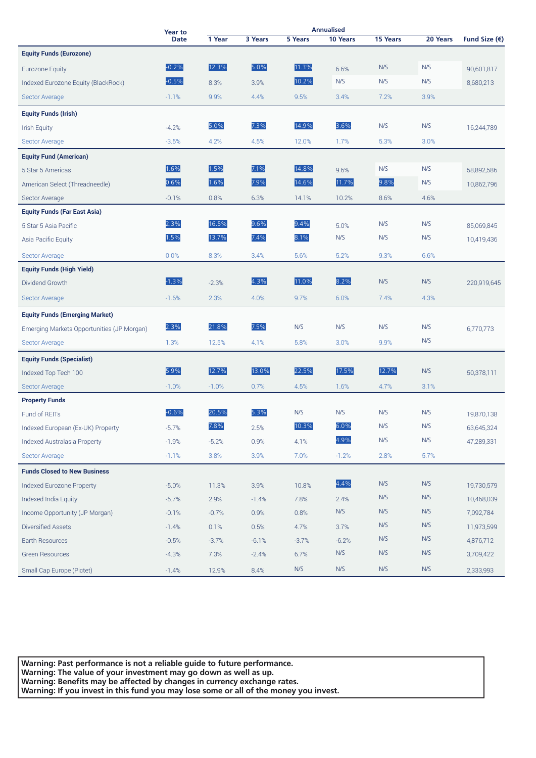| | Year to Date | Annualised | | | | | | Fund Size (€) |
|---|---|---|---|---|---|---|---|---|
| | | 1 Year | 3 Years | 5 Years | 10 Years | 15 Years | 20 Years | |
| **Equity Funds (Eurozone)** | | | | | | | | |
| Eurozone Equity | -0.2% | 12.3% | 5.0% | 11.3% | 6.6% | N/S | N/S | 90,601,817 |
| Indexed Eurozone Equity (BlackRock) | -0.5% | 8.3% | 3.9% | 10.2% | N/S | N/S | N/S | 8,680,213 |
| Sector Average | -1.1% | 9.9% | 4.4% | 9.5% | 3.4% | 7.2% | 3.9% | |
| **Equity Funds (Irish)** | | | | | | | | |
| Irish Equity | -4.2% | 5.0% | 7.3% | 14.9% | 3.6% | N/S | N/S | 16,244,789 |
| Sector Average | -3.5% | 4.2% | 4.5% | 12.0% | 1.7% | 5.3% | 3.0% | |
| **Equity Fund (American)** | | | | | | | | |
| 5 Star 5 Americas | 1.6% | 1.5% | 7.1% | 14.8% | 9.6% | N/S | N/S | 58,892,586 |
| American Select (Threadneedle) | 0.6% | 1.6% | 7.9% | 14.6% | 11.7% | 9.8% | N/S | 10,862,796 |
| Sector Average | -0.1% | 0.8% | 6.3% | 14.1% | 10.2% | 8.6% | 4.6% | |
| **Equity Funds (Far East Asia)** | | | | | | | | |
| 5 Star 5 Asia Pacific | 2.3% | 16.5% | 9.6% | 9.4% | 5.0% | N/S | N/S | 85,069,845 |
| Asia Pacific Equity | 1.5% | 13.7% | 7.4% | 8.1% | N/S | N/S | N/S | 10,419,436 |
| Sector Average | 0.0% | 8.3% | 3.4% | 5.6% | 5.2% | 9.3% | 6.6% | |
| **Equity Funds (High Yield)** | | | | | | | | |
| Dividend Growth | -1.3% | -2.3% | 4.3% | 11.0% | 8.2% | N/S | N/S | 220,919,645 |
| Sector Average | -1.6% | 2.3% | 4.0% | 9.7% | 6.0% | 7.4% | 4.3% | |
| **Equity Funds (Emerging Market)** | | | | | | | | |
| Emerging Markets Opportunities (JP Morgan) | 2.3% | 21.8% | 7.5% | N/S | N/S | N/S | N/S | 6,770,773 |
| Sector Average | 1.3% | 12.5% | 4.1% | 5.8% | 3.0% | 9.9% | N/S | |
| **Equity Funds (Specialist)** | | | | | | | | |
| Indexed Top Tech 100 | 5.9% | 12.7% | 13.0% | 22.5% | 17.5% | 12.7% | N/S | 50,378,111 |
| Sector Average | -1.0% | -1.0% | 0.7% | 4.5% | 1.6% | 4.7% | 3.1% | |
| **Property Funds** | | | | | | | | |
| Fund of REITs | -0.6% | 20.5% | 5.3% | N/S | N/S | N/S | N/S | 19,870,138 |
| Indexed European (Ex-UK) Property | -5.7% | 7.8% | 2.5% | 10.3% | 6.0% | N/S | N/S | 63,645,324 |
| Indexed Australasia Property | -1.9% | -5.2% | 0.9% | 4.1% | 4.9% | N/S | N/S | 47,289,331 |
| Sector Average | -1.1% | 3.8% | 3.9% | 7.0% | -1.2% | 2.8% | 5.7% | |
| **Funds Closed to New Business** | | | | | | | | |
| Indexed Eurozone Property | -5.0% | 11.3% | 3.9% | 10.8% | 4.4% | N/S | N/S | 19,730,579 |
| Indexed India Equity | -5.7% | 2.9% | -1.4% | 7.8% | 2.4% | N/S | N/S | 10,468,039 |
| Income Opportunity (JP Morgan) | -0.1% | -0.7% | 0.9% | 0.8% | N/S | N/S | N/S | 7,092,784 |
| Diversified Assets | -1.4% | 0.1% | 0.5% | 4.7% | 3.7% | N/S | N/S | 11,973,599 |
| Earth Resources | -0.5% | -3.7% | -6.1% | -3.7% | -6.2% | N/S | N/S | 4,876,712 |
| Green Resources | -4.3% | 7.3% | -2.4% | 6.7% | N/S | N/S | N/S | 3,709,422 |
| Small Cap Europe (Pictet) | -1.4% | 12.9% | 8.4% | N/S | N/S | N/S | N/S | 2,333,993 |

**Warning: Past performance is not a reliable guide to future performance.**
**Warning: The value of your investment may go down as well as up.**
**Warning: Benefits may be affected by changes in currency exchange rates.**
**Warning: If you invest in this fund you may lose some or all of the money you invest.**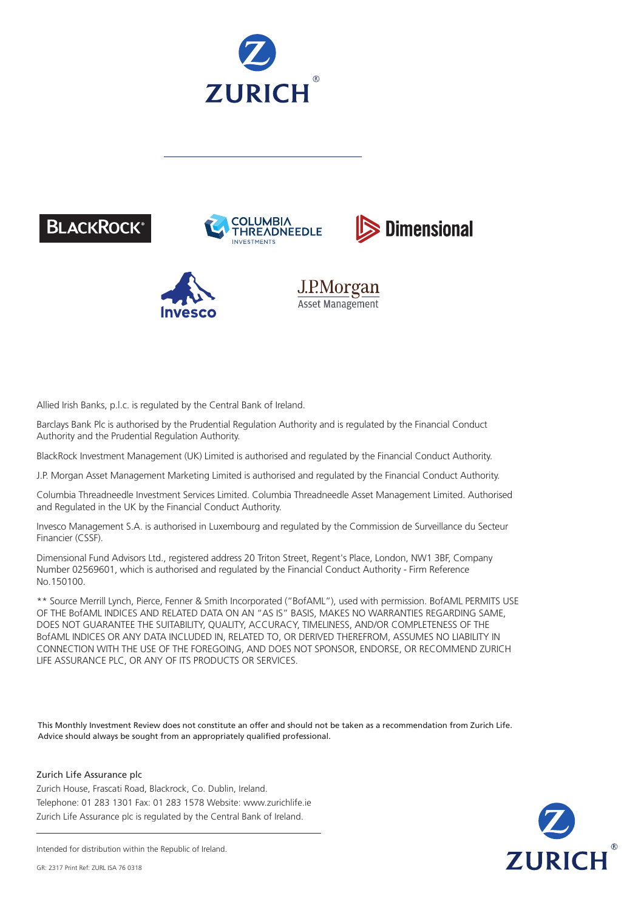Allied Irish Banks, p.l.c. is regulated by the Central Bank of Ireland.

Barclays Bank Plc is authorised by the Prudential Regulation Authority and is regulated by the Financial Conduct Authority and the Prudential Regulation Authority.

BlackRock Investment Management (UK) Limited is authorised and regulated by the Financial Conduct Authority.

J.P. Morgan Asset Management Marketing Limited is authorised and regulated by the Financial Conduct Authority.

Columbia Threadneedle Investment Services Limited. Columbia Threadneedle Asset Management Limited. Authorised and Regulated in the UK by the Financial Conduct Authority.

Invesco Management S.A. is authorised in Luxembourg and regulated by the Commission de Surveillance du Secteur Financier (CSSF).

Dimensional Fund Advisors Ltd., registered address 20 Triton Street, Regent's Place, London, NW1 3BF, Company Number 02569601, which is authorised and regulated by the Financial Conduct Authority - Firm Reference No.150100.

** Source Merrill Lynch, Pierce, Fenner & Smith Incorporated ("BofAML"), used with permission. BofAML PERMITS USE OF THE BofAML INDICES AND RELATED DATA ON AN "AS IS" BASIS, MAKES NO WARRANTIES REGARDING SAME, DOES NOT GUARANTEE THE SUITABILITY, QUALITY, ACCURACY, TIMELINESS, AND/OR COMPLETENESS OF THE BofAML INDICES OR ANY DATA INCLUDED IN, RELATED TO, OR DERIVED THEREFROM, ASSUMES NO LIABILITY IN CONNECTION WITH THE USE OF THE FOREGOING, AND DOES NOT SPONSOR, ENDORSE, OR RECOMMEND ZURICH LIFE ASSURANCE PLC, OR ANY OF ITS PRODUCTS OR SERVICES.

This Monthly Investment Review does not constitute an offer and should not be taken as a recommendation from Zurich Life. Advice should always be sought from an appropriately qualified professional.

Zurich Life Assurance plc
Zurich House, Frascati Road, Blackrock, Co. Dublin, Ireland.
Telephone: 01 283 1301 Fax: 01 283 1578 Website: www.zurichlife.ie
Zurich Life Assurance plc is regulated by the Central Bank of Ireland.

Intended for distribution within the Republic of Ireland.

GR: 2317 Print Ref: ZURL ISA 76 0318